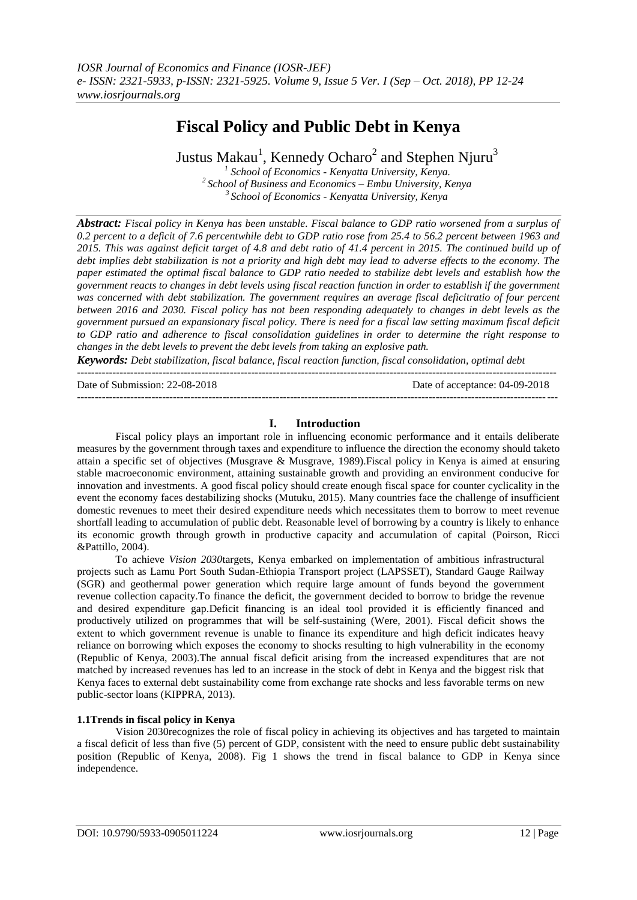# Fiscal Policy and Public Debt in Kenya

Justus Makau[1], Kennedy Ocharo[2] and Stephen Njuru[3]

[1] *School of Economics - Kenyatta University, Kenya.*
[2] *School of Business and Economics – Embu University, Kenya*
[3] *School of Economics - Kenyatta University, Kenya*

***Abstract:*** *Fiscal policy in Kenya has been unstable. Fiscal balance to GDP ratio worsened from a surplus of 0.2 percent to a deficit of 7.6 percentwhile debt to GDP ratio rose from 25.4 to 56.2 percent between 1963 and 2015. This was against deficit target of 4.8 and debt ratio of 41.4 percent in 2015. The continued build up of debt implies debt stabilization is not a priority and high debt may lead to adverse effects to the economy. The paper estimated the optimal fiscal balance to GDP ratio needed to stabilize debt levels and establish how the government reacts to changes in debt levels using fiscal reaction function in order to establish if the government was concerned with debt stabilization. The government requires an average fiscal deficitratio of four percent between 2016 and 2030. Fiscal policy has not been responding adequately to changes in debt levels as the government pursued an expansionary fiscal policy. There is need for a fiscal law setting maximum fiscal deficit to GDP ratio and adherence to fiscal consolidation guidelines in order to determine the right response to changes in the debt levels to prevent the debt levels from taking an explosive path.*

***Keywords:*** *Debt stabilization, fiscal balance, fiscal reaction function, fiscal consolidation, optimal debt*

Date of Submission: 22-08-2018 Date of acceptance: 04-09-2018

## I. Introduction

Fiscal policy plays an important role in influencing economic performance and it entails deliberate measures by the government through taxes and expenditure to influence the direction the economy should taketo attain a specific set of objectives (Musgrave & Musgrave, 1989).Fiscal policy in Kenya is aimed at ensuring stable macroeconomic environment, attaining sustainable growth and providing an environment conducive for innovation and investments. A good fiscal policy should create enough fiscal space for counter cyclicality in the event the economy faces destabilizing shocks (Mutuku, 2015). Many countries face the challenge of insufficient domestic revenues to meet their desired expenditure needs which necessitates them to borrow to meet revenue shortfall leading to accumulation of public debt. Reasonable level of borrowing by a country is likely to enhance its economic growth through growth in productive capacity and accumulation of capital (Poirson, Ricci &Pattillo, 2004).

To achieve *Vision 2030*targets, Kenya embarked on implementation of ambitious infrastructural projects such as Lamu Port South Sudan-Ethiopia Transport project (LAPSSET), Standard Gauge Railway (SGR) and geothermal power generation which require large amount of funds beyond the government revenue collection capacity.To finance the deficit, the government decided to borrow to bridge the revenue and desired expenditure gap.Deficit financing is an ideal tool provided it is efficiently financed and productively utilized on programmes that will be self-sustaining (Were, 2001). Fiscal deficit shows the extent to which government revenue is unable to finance its expenditure and high deficit indicates heavy reliance on borrowing which exposes the economy to shocks resulting to high vulnerability in the economy (Republic of Kenya, 2003).The annual fiscal deficit arising from the increased expenditures that are not matched by increased revenues has led to an increase in the stock of debt in Kenya and the biggest risk that Kenya faces to external debt sustainability come from exchange rate shocks and less favorable terms on new public-sector loans (KIPPRA, 2013).

### 1.1Trends in fiscal policy in Kenya

Vision 2030recognizes the role of fiscal policy in achieving its objectives and has targeted to maintain a fiscal deficit of less than five (5) percent of GDP, consistent with the need to ensure public debt sustainability position (Republic of Kenya, 2008). Fig 1 shows the trend in fiscal balance to GDP in Kenya since independence.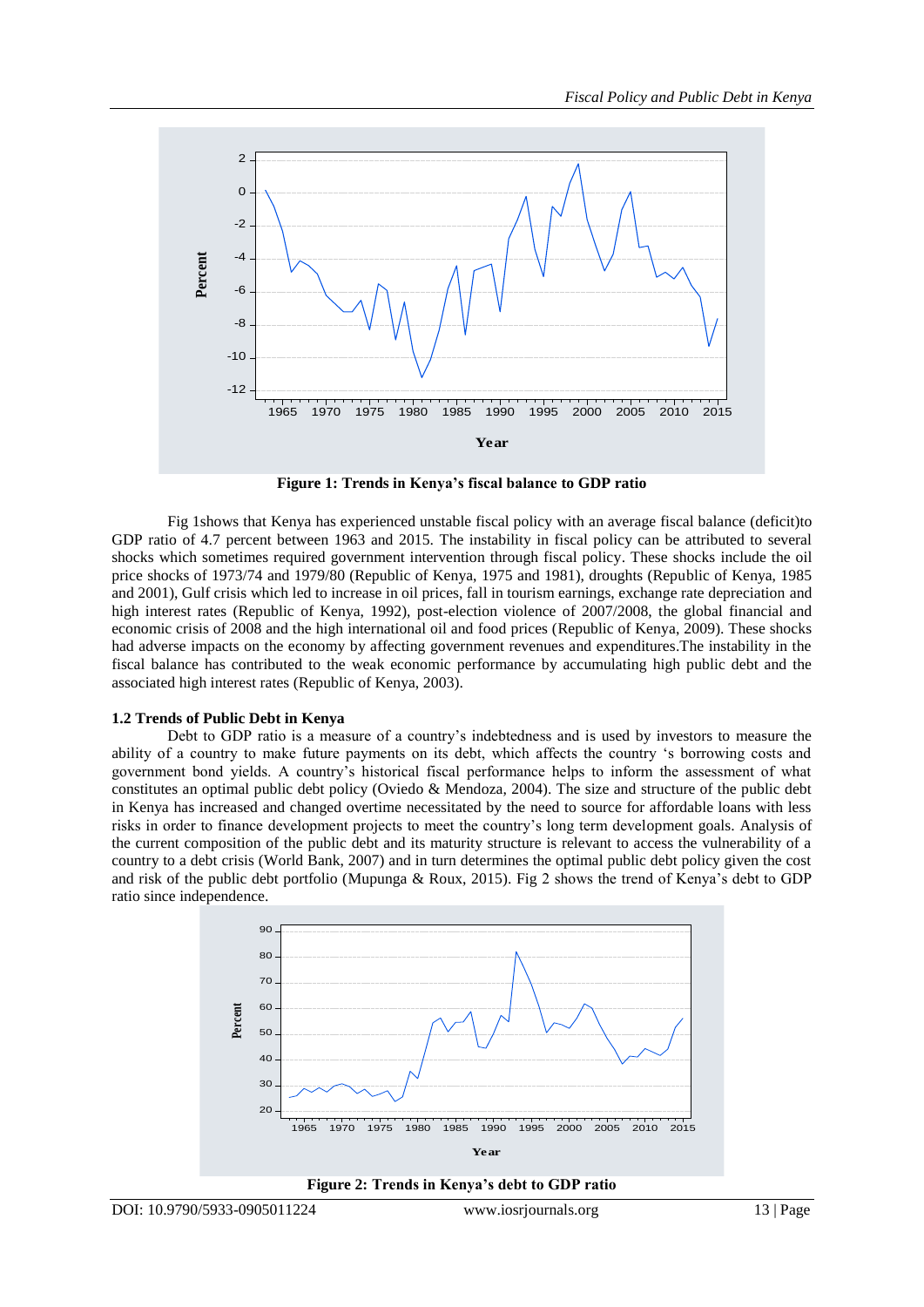**Figure 1: Trends in Kenya's fiscal balance to GDP ratio**

Fig 1shows that Kenya has experienced unstable fiscal policy with an average fiscal balance (deficit)to GDP ratio of 4.7 percent between 1963 and 2015. The instability in fiscal policy can be attributed to several shocks which sometimes required government intervention through fiscal policy. These shocks include the oil price shocks of 1973/74 and 1979/80 (Republic of Kenya, 1975 and 1981), droughts (Republic of Kenya, 1985 and 2001), Gulf crisis which led to increase in oil prices, fall in tourism earnings, exchange rate depreciation and high interest rates (Republic of Kenya, 1992), post-election violence of 2007/2008, the global financial and economic crisis of 2008 and the high international oil and food prices (Republic of Kenya, 2009). These shocks had adverse impacts on the economy by affecting government revenues and expenditures.The instability in the fiscal balance has contributed to the weak economic performance by accumulating high public debt and the associated high interest rates (Republic of Kenya, 2003).

### 1.2 Trends of Public Debt in Kenya

Debt to GDP ratio is a measure of a country's indebtedness and is used by investors to measure the ability of a country to make future payments on its debt, which affects the country 's borrowing costs and government bond yields. A country's historical fiscal performance helps to inform the assessment of what constitutes an optimal public debt policy (Oviedo & Mendoza, 2004). The size and structure of the public debt in Kenya has increased and changed overtime necessitated by the need to source for affordable loans with less risks in order to finance development projects to meet the country's long term development goals. Analysis of the current composition of the public debt and its maturity structure is relevant to access the vulnerability of a country to a debt crisis (World Bank, 2007) and in turn determines the optimal public debt policy given the cost and risk of the public debt portfolio (Mupunga & Roux, 2015). Fig 2 shows the trend of Kenya's debt to GDP ratio since independence.

**Figure 2: Trends in Kenya's debt to GDP ratio**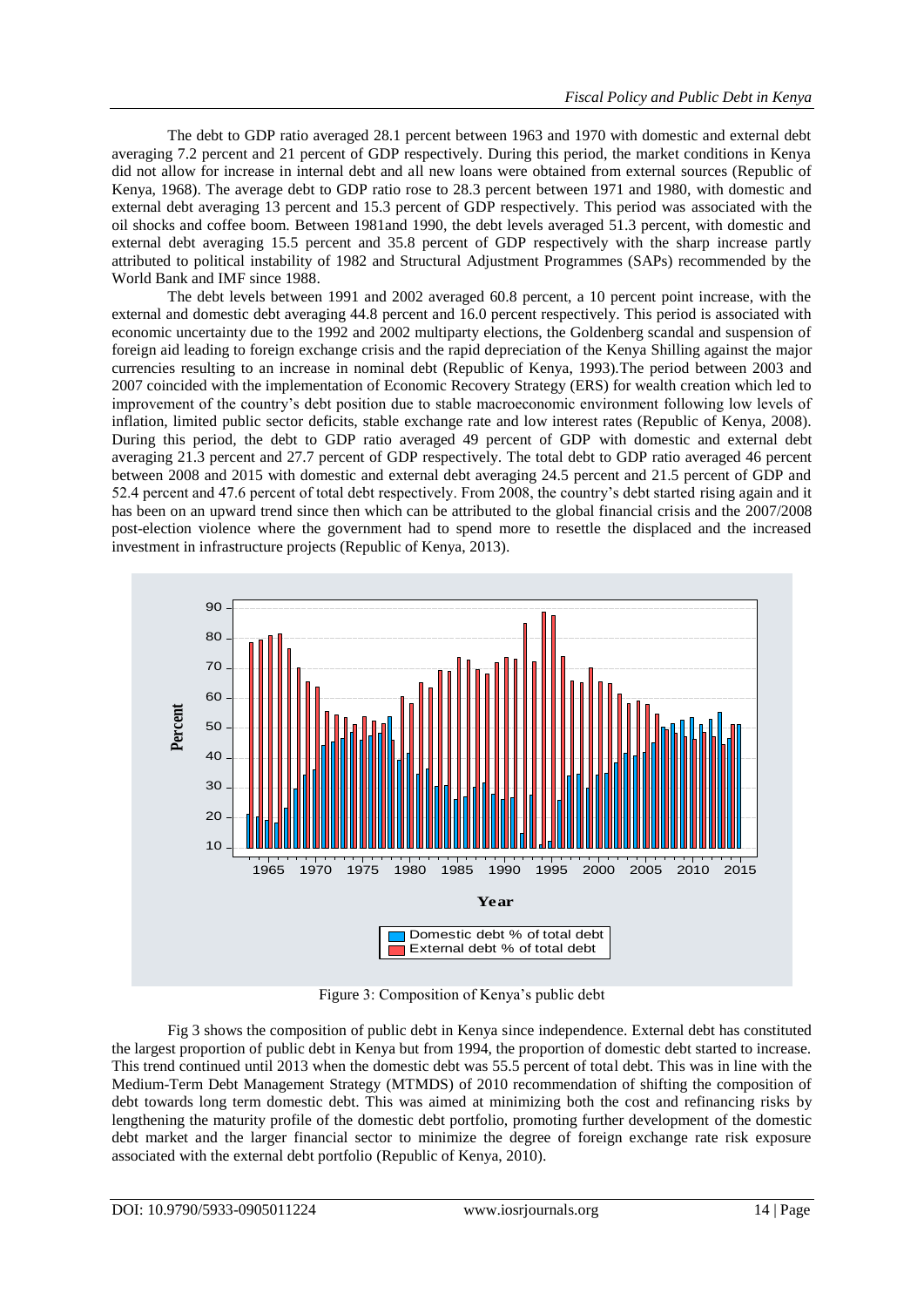The debt to GDP ratio averaged 28.1 percent between 1963 and 1970 with domestic and external debt averaging 7.2 percent and 21 percent of GDP respectively. During this period, the market conditions in Kenya did not allow for increase in internal debt and all new loans were obtained from external sources (Republic of Kenya, 1968). The average debt to GDP ratio rose to 28.3 percent between 1971 and 1980, with domestic and external debt averaging 13 percent and 15.3 percent of GDP respectively. This period was associated with the oil shocks and coffee boom. Between 1981and 1990, the debt levels averaged 51.3 percent, with domestic and external debt averaging 15.5 percent and 35.8 percent of GDP respectively with the sharp increase partly attributed to political instability of 1982 and Structural Adjustment Programmes (SAPs) recommended by the World Bank and IMF since 1988.

The debt levels between 1991 and 2002 averaged 60.8 percent, a 10 percent point increase, with the external and domestic debt averaging 44.8 percent and 16.0 percent respectively. This period is associated with economic uncertainty due to the 1992 and 2002 multiparty elections, the Goldenberg scandal and suspension of foreign aid leading to foreign exchange crisis and the rapid depreciation of the Kenya Shilling against the major currencies resulting to an increase in nominal debt (Republic of Kenya, 1993).The period between 2003 and 2007 coincided with the implementation of Economic Recovery Strategy (ERS) for wealth creation which led to improvement of the country's debt position due to stable macroeconomic environment following low levels of inflation, limited public sector deficits, stable exchange rate and low interest rates (Republic of Kenya, 2008). During this period, the debt to GDP ratio averaged 49 percent of GDP with domestic and external debt averaging 21.3 percent and 27.7 percent of GDP respectively. The total debt to GDP ratio averaged 46 percent between 2008 and 2015 with domestic and external debt averaging 24.5 percent and 21.5 percent of GDP and 52.4 percent and 47.6 percent of total debt respectively. From 2008, the country's debt started rising again and it has been on an upward trend since then which can be attributed to the global financial crisis and the 2007/2008 post-election violence where the government had to spend more to resettle the displaced and the increased investment in infrastructure projects (Republic of Kenya, 2013).

Figure 3: Composition of Kenya's public debt

Fig 3 shows the composition of public debt in Kenya since independence. External debt has constituted the largest proportion of public debt in Kenya but from 1994, the proportion of domestic debt started to increase. This trend continued until 2013 when the domestic debt was 55.5 percent of total debt. This was in line with the Medium-Term Debt Management Strategy (MTMDS) of 2010 recommendation of shifting the composition of debt towards long term domestic debt. This was aimed at minimizing both the cost and refinancing risks by lengthening the maturity profile of the domestic debt portfolio, promoting further development of the domestic debt market and the larger financial sector to minimize the degree of foreign exchange rate risk exposure associated with the external debt portfolio (Republic of Kenya, 2010).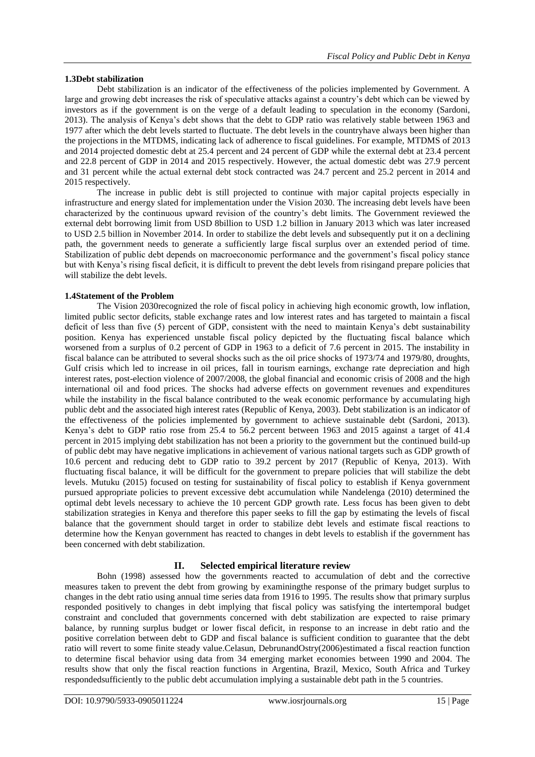### 1.3Debt stabilization

Debt stabilization is an indicator of the effectiveness of the policies implemented by Government. A large and growing debt increases the risk of speculative attacks against a country's debt which can be viewed by investors as if the government is on the verge of a default leading to speculation in the economy (Sardoni, 2013). The analysis of Kenya's debt shows that the debt to GDP ratio was relatively stable between 1963 and 1977 after which the debt levels started to fluctuate. The debt levels in the countryhave always been higher than the projections in the MTDMS, indicating lack of adherence to fiscal guidelines. For example, MTDMS of 2013 and 2014 projected domestic debt at 25.4 percent and 24 percent of GDP while the external debt at 23.4 percent and 22.8 percent of GDP in 2014 and 2015 respectively. However, the actual domestic debt was 27.9 percent and 31 percent while the actual external debt stock contracted was 24.7 percent and 25.2 percent in 2014 and 2015 respectively.

The increase in public debt is still projected to continue with major capital projects especially in infrastructure and energy slated for implementation under the Vision 2030. The increasing debt levels have been characterized by the continuous upward revision of the country's debt limits. The Government reviewed the external debt borrowing limit from USD 8billion to USD 1.2 billion in January 2013 which was later increased to USD 2.5 billion in November 2014. In order to stabilize the debt levels and subsequently put it on a declining path, the government needs to generate a sufficiently large fiscal surplus over an extended period of time. Stabilization of public debt depends on macroeconomic performance and the government's fiscal policy stance but with Kenya's rising fiscal deficit, it is difficult to prevent the debt levels from risingand prepare policies that will stabilize the debt levels.

### 1.4Statement of the Problem

The Vision 2030recognized the role of fiscal policy in achieving high economic growth, low inflation, limited public sector deficits, stable exchange rates and low interest rates and has targeted to maintain a fiscal deficit of less than five (5) percent of GDP, consistent with the need to maintain Kenya's debt sustainability position. Kenya has experienced unstable fiscal policy depicted by the fluctuating fiscal balance which worsened from a surplus of 0.2 percent of GDP in 1963 to a deficit of 7.6 percent in 2015. The instability in fiscal balance can be attributed to several shocks such as the oil price shocks of 1973/74 and 1979/80, droughts, Gulf crisis which led to increase in oil prices, fall in tourism earnings, exchange rate depreciation and high interest rates, post-election violence of 2007/2008, the global financial and economic crisis of 2008 and the high international oil and food prices. The shocks had adverse effects on government revenues and expenditures while the instability in the fiscal balance contributed to the weak economic performance by accumulating high public debt and the associated high interest rates (Republic of Kenya, 2003). Debt stabilization is an indicator of the effectiveness of the policies implemented by government to achieve sustainable debt (Sardoni, 2013). Kenya's debt to GDP ratio rose from 25.4 to 56.2 percent between 1963 and 2015 against a target of 41.4 percent in 2015 implying debt stabilization has not been a priority to the government but the continued build-up of public debt may have negative implications in achievement of various national targets such as GDP growth of 10.6 percent and reducing debt to GDP ratio to 39.2 percent by 2017 (Republic of Kenya, 2013). With fluctuating fiscal balance, it will be difficult for the government to prepare policies that will stabilize the debt levels. Mutuku (2015) focused on testing for sustainability of fiscal policy to establish if Kenya government pursued appropriate policies to prevent excessive debt accumulation while Nandelenga (2010) determined the optimal debt levels necessary to achieve the 10 percent GDP growth rate. Less focus has been given to debt stabilization strategies in Kenya and therefore this paper seeks to fill the gap by estimating the levels of fiscal balance that the government should target in order to stabilize debt levels and estimate fiscal reactions to determine how the Kenyan government has reacted to changes in debt levels to establish if the government has been concerned with debt stabilization.

## II. Selected empirical literature review

Bohn (1998) assessed how the governments reacted to accumulation of debt and the corrective measures taken to prevent the debt from growing by examiningthe response of the primary budget surplus to changes in the debt ratio using annual time series data from 1916 to 1995. The results show that primary surplus responded positively to changes in debt implying that fiscal policy was satisfying the intertemporal budget constraint and concluded that governments concerned with debt stabilization are expected to raise primary balance, by running surplus budget or lower fiscal deficit, in response to an increase in debt ratio and the positive correlation between debt to GDP and fiscal balance is sufficient condition to guarantee that the debt ratio will revert to some finite steady value.Celasun, DebrunandOstry(2006)estimated a fiscal reaction function to determine fiscal behavior using data from 34 emerging market economies between 1990 and 2004. The results show that only the fiscal reaction functions in Argentina, Brazil, Mexico, South Africa and Turkey respondedsufficiently to the public debt accumulation implying a sustainable debt path in the 5 countries.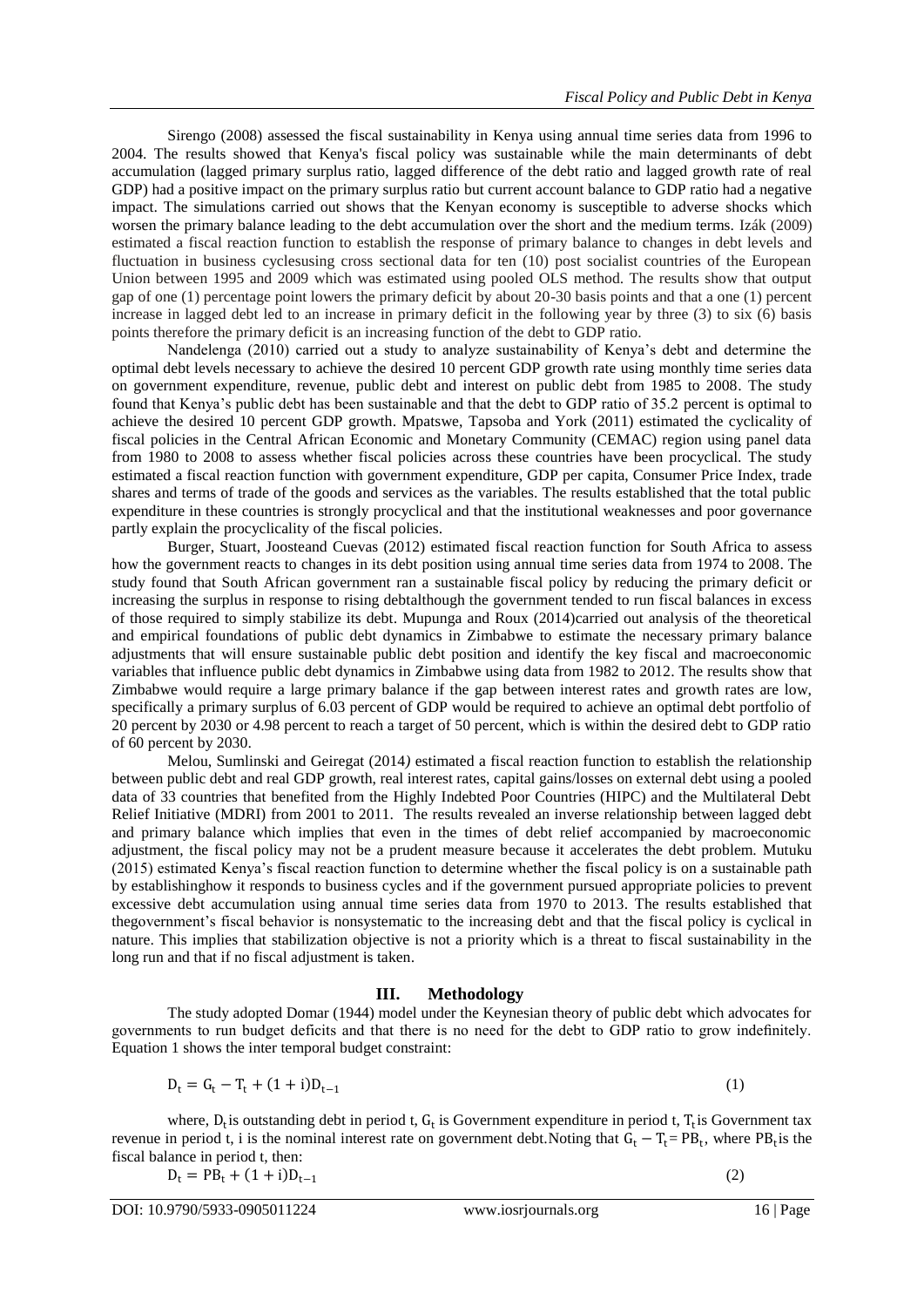Sirengo (2008) assessed the fiscal sustainability in Kenya using annual time series data from 1996 to 2004. The results showed that Kenya's fiscal policy was sustainable while the main determinants of debt accumulation (lagged primary surplus ratio, lagged difference of the debt ratio and lagged growth rate of real GDP) had a positive impact on the primary surplus ratio but current account balance to GDP ratio had a negative impact. The simulations carried out shows that the Kenyan economy is susceptible to adverse shocks which worsen the primary balance leading to the debt accumulation over the short and the medium terms. Izák (2009) estimated a fiscal reaction function to establish the response of primary balance to changes in debt levels and fluctuation in business cyclesusing cross sectional data for ten (10) post socialist countries of the European Union between 1995 and 2009 which was estimated using pooled OLS method. The results show that output gap of one (1) percentage point lowers the primary deficit by about 20-30 basis points and that a one (1) percent increase in lagged debt led to an increase in primary deficit in the following year by three (3) to six (6) basis points therefore the primary deficit is an increasing function of the debt to GDP ratio.

Nandelenga (2010) carried out a study to analyze sustainability of Kenya's debt and determine the optimal debt levels necessary to achieve the desired 10 percent GDP growth rate using monthly time series data on government expenditure, revenue, public debt and interest on public debt from 1985 to 2008. The study found that Kenya's public debt has been sustainable and that the debt to GDP ratio of 35.2 percent is optimal to achieve the desired 10 percent GDP growth. Mpatswe, Tapsoba and York (2011) estimated the cyclicality of fiscal policies in the Central African Economic and Monetary Community (CEMAC) region using panel data from 1980 to 2008 to assess whether fiscal policies across these countries have been procyclical. The study estimated a fiscal reaction function with government expenditure, GDP per capita, Consumer Price Index, trade shares and terms of trade of the goods and services as the variables. The results established that the total public expenditure in these countries is strongly procyclical and that the institutional weaknesses and poor governance partly explain the procyclicality of the fiscal policies.

Burger, Stuart, Jooste and Cuevas (2012) estimated fiscal reaction function for South Africa to assess how the government reacts to changes in its debt position using annual time series data from 1974 to 2008. The study found that South African government ran a sustainable fiscal policy by reducing the primary deficit or increasing the surplus in response to rising debtalthough the government tended to run fiscal balances in excess of those required to simply stabilize its debt. Mupunga and Roux (2014)carried out analysis of the theoretical and empirical foundations of public debt dynamics in Zimbabwe to estimate the necessary primary balance adjustments that will ensure sustainable public debt position and identify the key fiscal and macroeconomic variables that influence public debt dynamics in Zimbabwe using data from 1982 to 2012. The results show that Zimbabwe would require a large primary balance if the gap between interest rates and growth rates are low, specifically a primary surplus of 6.03 percent of GDP would be required to achieve an optimal debt portfolio of 20 percent by 2030 or 4.98 percent to reach a target of 50 percent, which is within the desired debt to GDP ratio of 60 percent by 2030.

Melou, Sumlinski and Geiregat (2014) estimated a fiscal reaction function to establish the relationship between public debt and real GDP growth, real interest rates, capital gains/losses on external debt using a pooled data of 33 countries that benefited from the Highly Indebted Poor Countries (HIPC) and the Multilateral Debt Relief Initiative (MDRI) from 2001 to 2011. The results revealed an inverse relationship between lagged debt and primary balance which implies that even in the times of debt relief accompanied by macroeconomic adjustment, the fiscal policy may not be a prudent measure because it accelerates the debt problem. Mutuku (2015) estimated Kenya's fiscal reaction function to determine whether the fiscal policy is on a sustainable path by establishinghow it responds to business cycles and if the government pursued appropriate policies to prevent excessive debt accumulation using annual time series data from 1970 to 2013. The results established that thegovernment's fiscal behavior is nonsystematic to the increasing debt and that the fiscal policy is cyclical in nature. This implies that stabilization objective is not a priority which is a threat to fiscal sustainability in the long run and that if no fiscal adjustment is taken.

## III. Methodology

The study adopted Domar (1944) model under the Keynesian theory of public debt which advocates for governments to run budget deficits and that there is no need for the debt to GDP ratio to grow indefinitely. Equation 1 shows the inter temporal budget constraint:

$$D_t = G_t - T_t + (1 + i)D_{t-1} \tag{1}$$

where, $D_t$ is outstanding debt in period t, $G_t$ is Government expenditure in period t, $T_t$ is Government tax revenue in period t, i is the nominal interest rate on government debt. Noting that $G_t - T_t = PB_t$, where $PB_t$ is the fiscal balance in period t, then:

$$D_t = PB_t + (1 + i)D_{t-1} \tag{2}$$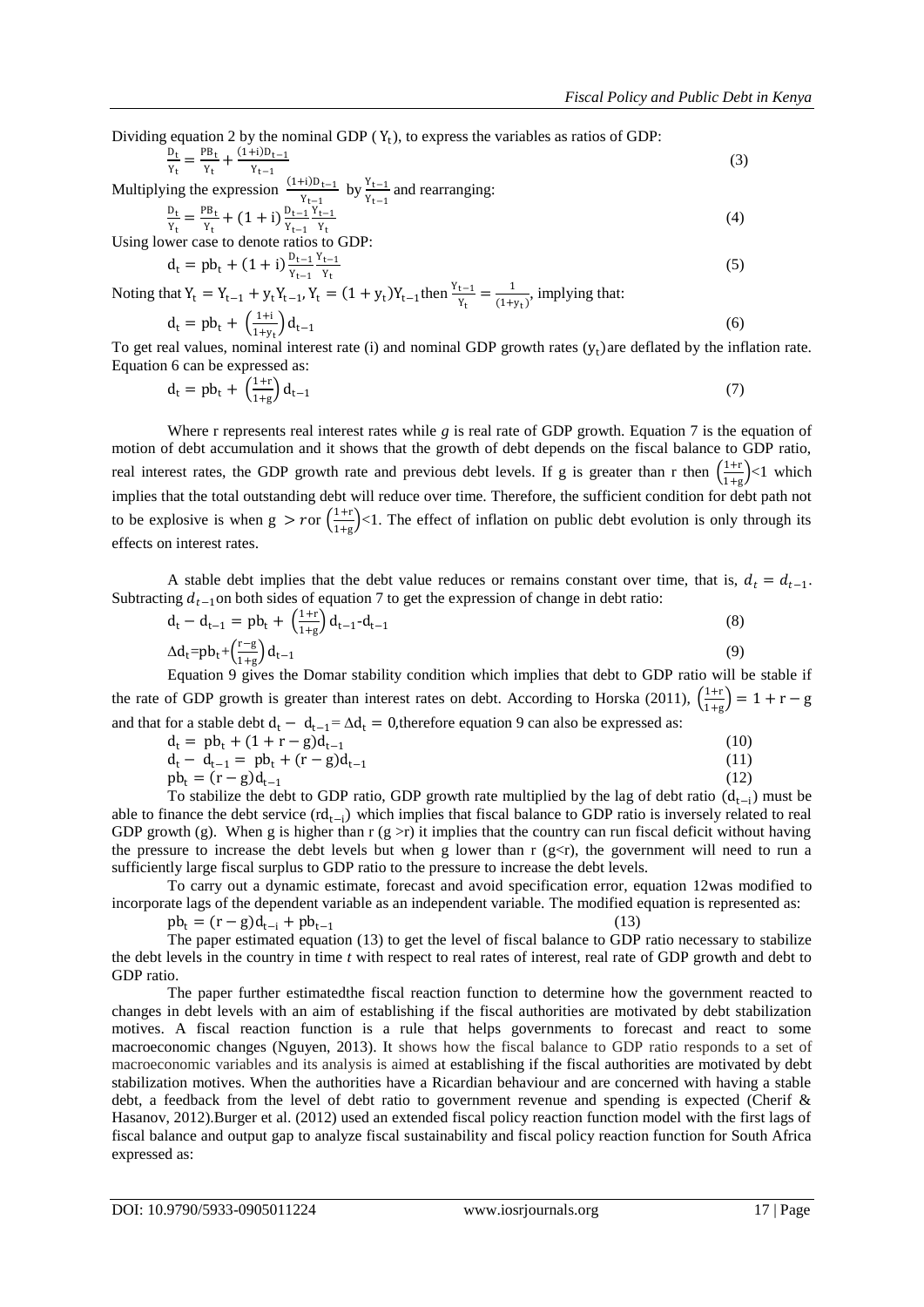Dividing equation 2 by the nominal GDP ($Y_t$), to express the variables as ratios of GDP:

$$\frac{D_t}{Y_t} = \frac{PB_t}{Y_t} + \frac{(1+i)D_{t-1}}{Y_{t-1}} \tag{3}$$

Multiplying the expression $\frac{(1+i)D_{t-1}}{Y_{t-1}}$ by $\frac{Y_{t-1}}{Y_{t-1}}$ and rearranging:

$$\frac{D_t}{Y_t} = \frac{PB_t}{Y_t} + (1+i)\frac{D_{t-1}}{Y_{t-1}}\frac{Y_{t-1}}{Y_t} \tag{4}$$

Using lower case to denote ratios to GDP:

$$d_t = pb_t + (1+i)\frac{D_{t-1}}{Y_{t-1}}\frac{Y_{t-1}}{Y_t} \tag{5}$$

Noting that $Y_t = Y_{t-1} + y_t Y_{t-1}$, $Y_t = (1+y_t)Y_{t-1}$ then $\frac{Y_{t-1}}{Y_t} = \frac{1}{(1+y_t)}$, implying that:

$$d_t = pb_t + \left(\frac{1+i}{1+y_t}\right)d_{t-1} \tag{6}$$

To get real values, nominal interest rate (i) and nominal GDP growth rates ($y_t$) are deflated by the inflation rate. Equation 6 can be expressed as:

$$d_t = pb_t + \left(\frac{1+r}{1+g}\right)d_{t-1} \tag{7}$$

Where r represents real interest rates while *g* is real rate of GDP growth. Equation 7 is the equation of motion of debt accumulation and it shows that the growth of debt depends on the fiscal balance to GDP ratio, real interest rates, the GDP growth rate and previous debt levels. If g is greater than r then $\left(\frac{1+r}{1+g}\right)<1$ which implies that the total outstanding debt will reduce over time. Therefore, the sufficient condition for debt path not to be explosive is when $g > r$ or $\left(\frac{1+r}{1+g}\right)<1$. The effect of inflation on public debt evolution is only through its effects on interest rates.

A stable debt implies that the debt value reduces or remains constant over time, that is, $d_t = d_{t-1}$. Subtracting $d_{t-1}$ on both sides of equation 7 to get the expression of change in debt ratio:

$$d_t - d_{t-1} = pb_t + \left(\frac{1+r}{1+g}\right)d_{t-1} - d_{t-1} \tag{8}$$

$$\Delta d_t = pb_t + \left(\frac{r-g}{1+g}\right)d_{t-1} \tag{9}$$

Equation 9 gives the Domar stability condition which implies that debt to GDP ratio will be stable if the rate of GDP growth is greater than interest rates on debt. According to Horska (2011), $\left(\frac{1+r}{1+g}\right) = 1 + r - g$ and that for a stable debt $d_t - d_{t-1} = \Delta d_t = 0$, therefore equation 9 can also be expressed as:

$$d_t = pb_t + (1 + r - g)d_{t-1} \tag{10}$$

$$d_t - d_{t-1} = pb_t + (r - g)d_{t-1} \tag{11}$$

$$pb_t = (r - g)d_{t-1} \tag{12}$$

To stabilize the debt to GDP ratio, GDP growth rate multiplied by the lag of debt ratio ($d_{t-i}$) must be able to finance the debt service ($rd_{t-i}$) which implies that fiscal balance to GDP ratio is inversely related to real GDP growth (g). When g is higher than r ($g > r$) it implies that the country can run fiscal deficit without having the pressure to increase the debt levels but when g lower than r ($g < r$), the government will need to run a sufficiently large fiscal surplus to GDP ratio to the pressure to increase the debt levels.

To carry out a dynamic estimate, forecast and avoid specification error, equation 12was modified to incorporate lags of the dependent variable as an independent variable. The modified equation is represented as:

$$pb_t = (r - g)d_{t-i} + pb_{t-1} \tag{13}$$

The paper estimated equation (13) to get the level of fiscal balance to GDP ratio necessary to stabilize the debt levels in the country in time *t* with respect to real rates of interest, real rate of GDP growth and debt to GDP ratio.

The paper further estimatedthe fiscal reaction function to determine how the government reacted to changes in debt levels with an aim of establishing if the fiscal authorities are motivated by debt stabilization motives. A fiscal reaction function is a rule that helps governments to forecast and react to some macroeconomic changes (Nguyen, 2013). It shows how the fiscal balance to GDP ratio responds to a set of macroeconomic variables and its analysis is aimed at establishing if the fiscal authorities are motivated by debt stabilization motives. When the authorities have a Ricardian behaviour and are concerned with having a stable debt, a feedback from the level of debt ratio to government revenue and spending is expected (Cherif & Hasanov, 2012).Burger et al. (2012) used an extended fiscal policy reaction function model with the first lags of fiscal balance and output gap to analyze fiscal sustainability and fiscal policy reaction function for South Africa expressed as: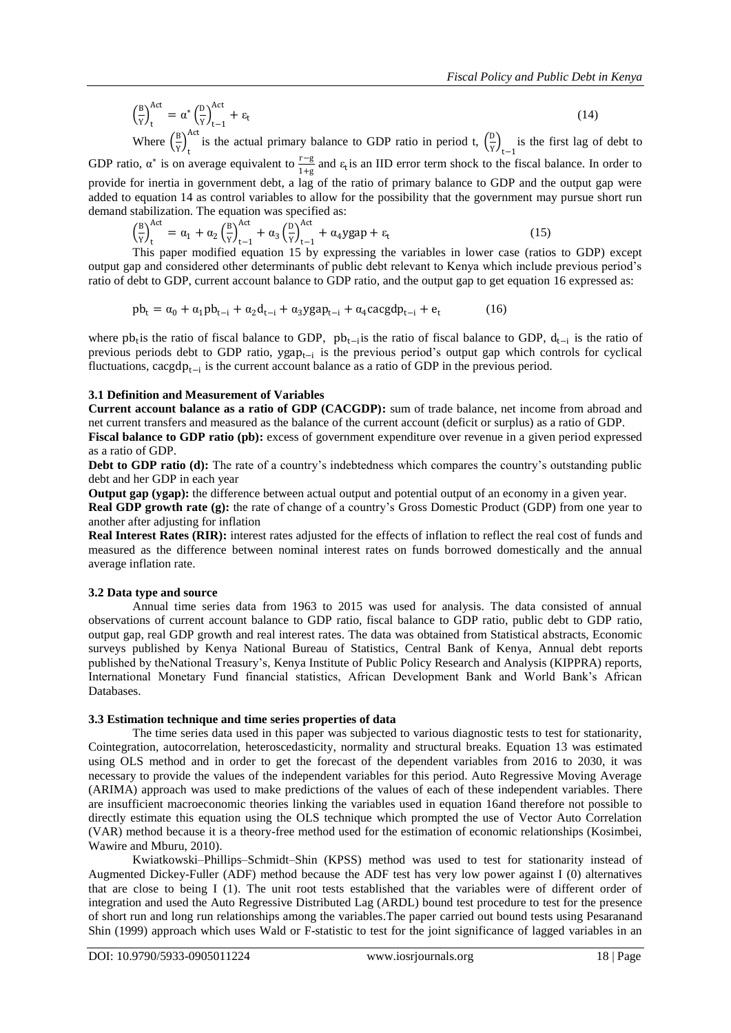$$\left(\frac{B}{Y}\right)_t^{Act} = \alpha^* \left(\frac{D}{Y}\right)_{t-1}^{Act} + \varepsilon_t \tag{14}$$

Where $\left(\frac{B}{Y}\right)_t^{Act}$ is the actual primary balance to GDP ratio in period t, $\left(\frac{D}{Y}\right)_{t-1}$ is the first lag of debt to GDP ratio, $\alpha^*$ is on average equivalent to $\frac{r-g}{1+g}$ and $\varepsilon_t$ is an IID error term shock to the fiscal balance. In order to provide for inertia in government debt, a lag of the ratio of primary balance to GDP and the output gap were added to equation 14 as control variables to allow for the possibility that the government may pursue short run demand stabilization. The equation was specified as:

$$\left(\frac{B}{Y}\right)_t^{Act} = \alpha_1 + \alpha_2 \left(\frac{B}{Y}\right)_{t-1}^{Act} + \alpha_3 \left(\frac{D}{Y}\right)_{t-1}^{Act} + \alpha_4 \text{ygap} + \varepsilon_t \tag{15}$$

This paper modified equation 15 by expressing the variables in lower case (ratios to GDP) except output gap and considered other determinants of public debt relevant to Kenya which include previous period's ratio of debt to GDP, current account balance to GDP ratio, and the output gap to get equation 16 expressed as:

$$\text{pb}_t = \alpha_0 + \alpha_1 \text{pb}_{t-i} + \alpha_2 \text{d}_{t-i} + \alpha_3 \text{ygap}_{t-i} + \alpha_4 \text{cacgdp}_{t-i} + \text{e}_t \tag{16}$$

where $\text{pb}_t$ is the ratio of fiscal balance to GDP, $\text{pb}_{t-i}$ is the ratio of fiscal balance to GDP, $\text{d}_{t-i}$ is the ratio of previous periods debt to GDP ratio, $\text{ygap}_{t-i}$ is the previous period's output gap which controls for cyclical fluctuations, $\text{cacgdp}_{t-i}$ is the current account balance as a ratio of GDP in the previous period.

### 3.1 Definition and Measurement of Variables

**Current account balance as a ratio of GDP (CACGDP):** sum of trade balance, net income from abroad and net current transfers and measured as the balance of the current account (deficit or surplus) as a ratio of GDP.

**Fiscal balance to GDP ratio (pb):** excess of government expenditure over revenue in a given period expressed as a ratio of GDP.

**Debt to GDP ratio (d):** The rate of a country's indebtedness which compares the country's outstanding public debt and her GDP in each year

**Output gap (ygap):** the difference between actual output and potential output of an economy in a given year.

**Real GDP growth rate (g):** the rate of change of a country's Gross Domestic Product (GDP) from one year to another after adjusting for inflation

**Real Interest Rates (RIR):** interest rates adjusted for the effects of inflation to reflect the real cost of funds and measured as the difference between nominal interest rates on funds borrowed domestically and the annual average inflation rate.

### 3.2 Data type and source

Annual time series data from 1963 to 2015 was used for analysis. The data consisted of annual observations of current account balance to GDP ratio, fiscal balance to GDP ratio, public debt to GDP ratio, output gap, real GDP growth and real interest rates. The data was obtained from Statistical abstracts, Economic surveys published by Kenya National Bureau of Statistics, Central Bank of Kenya, Annual debt reports published by theNational Treasury's, Kenya Institute of Public Policy Research and Analysis (KIPPRA) reports, International Monetary Fund financial statistics, African Development Bank and World Bank's African Databases.

### 3.3 Estimation technique and time series properties of data

The time series data used in this paper was subjected to various diagnostic tests to test for stationarity, Cointegration, autocorrelation, heteroscedasticity, normality and structural breaks. Equation 13 was estimated using OLS method and in order to get the forecast of the dependent variables from 2016 to 2030, it was necessary to provide the values of the independent variables for this period. Auto Regressive Moving Average (ARIMA) approach was used to make predictions of the values of each of these independent variables. There are insufficient macroeconomic theories linking the variables used in equation 16and therefore not possible to directly estimate this equation using the OLS technique which prompted the use of Vector Auto Correlation (VAR) method because it is a theory-free method used for the estimation of economic relationships (Kosimbei, Wawire and Mburu, 2010).

Kwiatkowski–Phillips–Schmidt–Shin (KPSS) method was used to test for stationarity instead of Augmented Dickey-Fuller (ADF) method because the ADF test has very low power against I (0) alternatives that are close to being I (1). The unit root tests established that the variables were of different order of integration and used the Auto Regressive Distributed Lag (ARDL) bound test procedure to test for the presence of short run and long run relationships among the variables.The paper carried out bound tests using Pesaranand Shin (1999) approach which uses Wald or F-statistic to test for the joint significance of lagged variables in an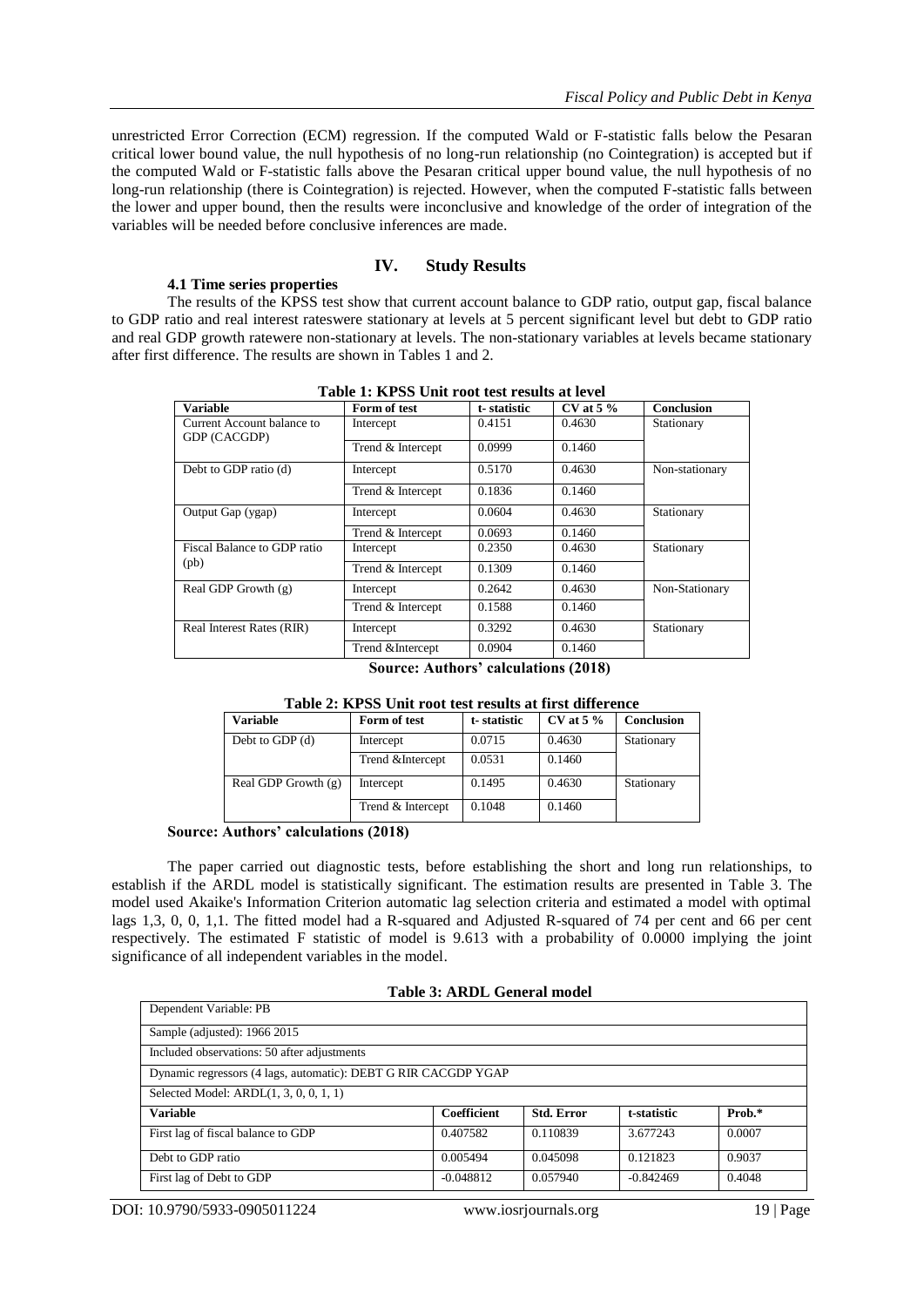unrestricted Error Correction (ECM) regression. If the computed Wald or F-statistic falls below the Pesaran critical lower bound value, the null hypothesis of no long-run relationship (no Cointegration) is accepted but if the computed Wald or F-statistic falls above the Pesaran critical upper bound value, the null hypothesis of no long-run relationship (there is Cointegration) is rejected. However, when the computed F-statistic falls between the lower and upper bound, then the results were inconclusive and knowledge of the order of integration of the variables will be needed before conclusive inferences are made.

## IV. Study Results

### 4.1 Time series properties

The results of the KPSS test show that current account balance to GDP ratio, output gap, fiscal balance to GDP ratio and real interest rateswere stationary at levels at 5 percent significant level but debt to GDP ratio and real GDP growth ratewere non-stationary at levels. The non-stationary variables at levels became stationary after first difference. The results are shown in Tables 1 and 2.

**Table 1: KPSS Unit root test results at level**

| Variable | Form of test | t- statistic | CV at 5 % | Conclusion |
|---|---|---|---|---|
| Current Account balance to GDP (CACGDP) | Intercept | 0.4151 | 0.4630 | Stationary |
| | Trend & Intercept | 0.0999 | 0.1460 | |
| Debt to GDP ratio (d) | Intercept | 0.5170 | 0.4630 | Non-stationary |
| | Trend & Intercept | 0.1836 | 0.1460 | |
| Output Gap (ygap) | Intercept | 0.0604 | 0.4630 | Stationary |
| | Trend & Intercept | 0.0693 | 0.1460 | |
| Fiscal Balance to GDP ratio (pb) | Intercept | 0.2350 | 0.4630 | Stationary |
| | Trend & Intercept | 0.1309 | 0.1460 | |
| Real GDP Growth (g) | Intercept | 0.2642 | 0.4630 | Non-Stationary |
| | Trend & Intercept | 0.1588 | 0.1460 | |
| Real Interest Rates (RIR) | Intercept | 0.3292 | 0.4630 | Stationary |
| | Trend &Intercept | 0.0904 | 0.1460 | |

**Source: Authors' calculations (2018)**

**Table 2: KPSS Unit root test results at first difference**

| Variable | Form of test | t- statistic | CV at 5 % | Conclusion |
|---|---|---|---|---|
| Debt to GDP (d) | Intercept | 0.0715 | 0.4630 | Stationary |
| | Trend &Intercept | 0.0531 | 0.1460 | |
| Real GDP Growth (g) | Intercept | 0.1495 | 0.4630 | Stationary |
| | Trend & Intercept | 0.1048 | 0.1460 | |

**Source: Authors' calculations (2018)**

The paper carried out diagnostic tests, before establishing the short and long run relationships, to establish if the ARDL model is statistically significant. The estimation results are presented in Table 3. The model used Akaike's Information Criterion automatic lag selection criteria and estimated a model with optimal lags 1,3, 0, 0, 1,1. The fitted model had a R-squared and Adjusted R-squared of 74 per cent and 66 per cent respectively. The estimated F statistic of model is 9.613 with a probability of 0.0000 implying the joint significance of all independent variables in the model.

**Table 3: ARDL General model**

| Dependent Variable: PB | | | | |
|---|---|---|---|---|
| Sample (adjusted): 1966 2015 | | | | |
| Included observations: 50 after adjustments | | | | |
| Dynamic regressors (4 lags, automatic): DEBT G RIR CACGDP YGAP | | | | |
| Selected Model: ARDL(1, 3, 0, 0, 1, 1) | | | | |
| **Variable** | **Coefficient** | **Std. Error** | **t-statistic** | **Prob.*** |
| First lag of fiscal balance to GDP | 0.407582 | 0.110839 | 3.677243 | 0.0007 |
| Debt to GDP ratio | 0.005494 | 0.045098 | 0.121823 | 0.9037 |
| First lag of Debt to GDP | -0.048812 | 0.057940 | -0.842469 | 0.4048 |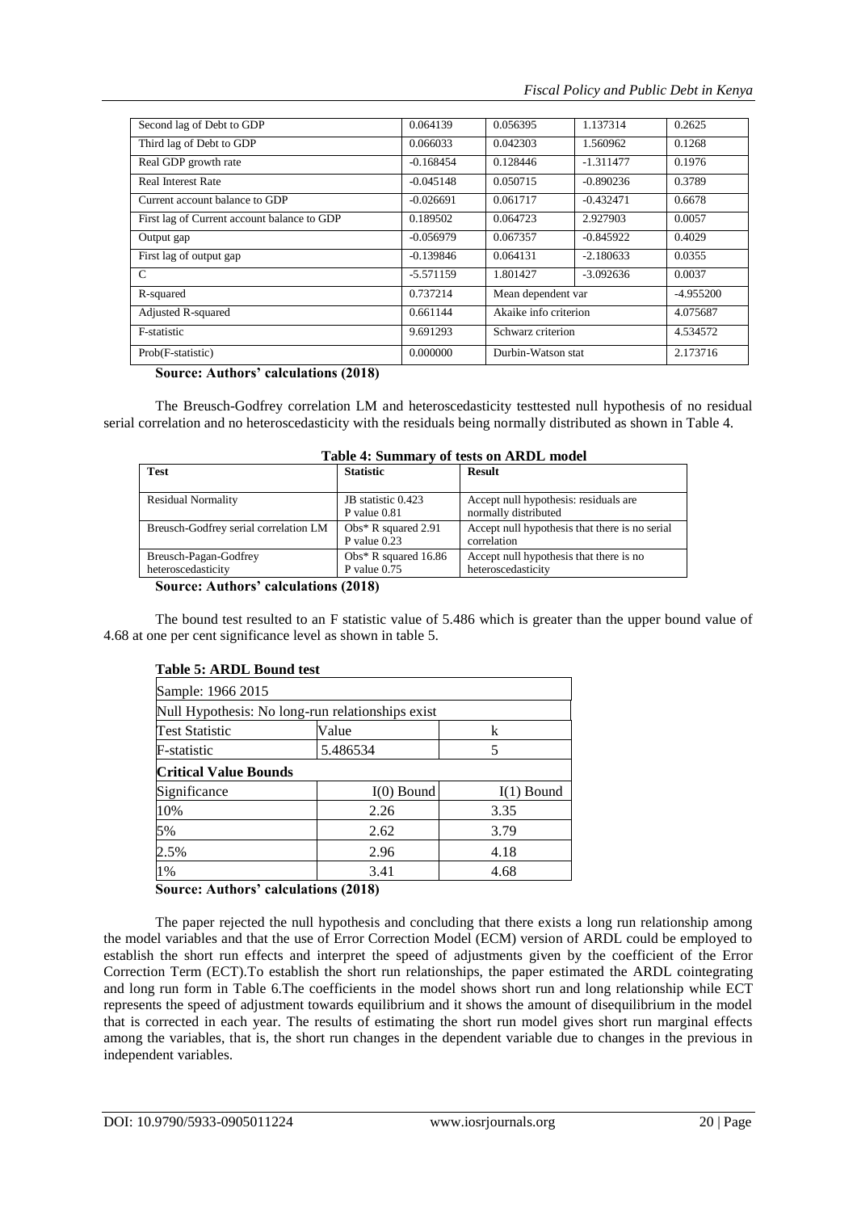| Second lag of Debt to GDP | 0.064139 | 0.056395 | 1.137314 | 0.2625 |
|---|---|---|---|---|
| Third lag of Debt to GDP | 0.066033 | 0.042303 | 1.560962 | 0.1268 |
| Real GDP growth rate | -0.168454 | 0.128446 | -1.311477 | 0.1976 |
| Real Interest Rate | -0.045148 | 0.050715 | -0.890236 | 0.3789 |
| Current account balance to GDP | -0.026691 | 0.061717 | -0.432471 | 0.6678 |
| First lag of Current account balance to GDP | 0.189502 | 0.064723 | 2.927903 | 0.0057 |
| Output gap | -0.056979 | 0.067357 | -0.845922 | 0.4029 |
| First lag of output gap | -0.139846 | 0.064131 | -2.180633 | 0.0355 |
| C | -5.571159 | 1.801427 | -3.092636 | 0.0037 |
| R-squared | 0.737214 | Mean dependent var | | -4.955200 |
| Adjusted R-squared | 0.661144 | Akaike info criterion | | 4.075687 |
| F-statistic | 9.691293 | Schwarz criterion | | 4.534572 |
| Prob(F-statistic) | 0.000000 | Durbin-Watson stat | | 2.173716 |

**Source: Authors' calculations (2018)**

The Breusch-Godfrey correlation LM and heteroscedasticity testtested null hypothesis of no residual serial correlation and no heteroscedasticity with the residuals being normally distributed as shown in Table 4.

**Table 4: Summary of tests on ARDL model**

| Test | Statistic | Result |
|---|---|---|
| Residual Normality | JB statistic 0.423 P value 0.81 | Accept null hypothesis: residuals are normally distributed |
| Breusch-Godfrey serial correlation LM | Obs* R squared 2.91 P value 0.23 | Accept null hypothesis that there is no serial correlation |
| Breusch-Pagan-Godfrey heteroscedasticity | Obs* R squared 16.86 P value 0.75 | Accept null hypothesis that there is no heteroscedasticity |

**Source: Authors' calculations (2018)**

The bound test resulted to an F statistic value of 5.486 which is greater than the upper bound value of 4.68 at one per cent significance level as shown in table 5.

**Table 5: ARDL Bound test**

| Sample: 1966 2015 | | |
|---|---|---|
| Null Hypothesis: No long-run relationships exist | | |
| Test Statistic | Value | k |
| F-statistic | 5.486534 | 5 |
| **Critical Value Bounds** | | |
| Significance | I(0) Bound | I(1) Bound |
| 10% | 2.26 | 3.35 |
| 5% | 2.62 | 3.79 |
| 2.5% | 2.96 | 4.18 |
| 1% | 3.41 | 4.68 |

**Source: Authors' calculations (2018)**

The paper rejected the null hypothesis and concluding that there exists a long run relationship among the model variables and that the use of Error Correction Model (ECM) version of ARDL could be employed to establish the short run effects and interpret the speed of adjustments given by the coefficient of the Error Correction Term (ECT).To establish the short run relationships, the paper estimated the ARDL cointegrating and long run form in Table 6.The coefficients in the model shows short run and long relationship while ECT represents the speed of adjustment towards equilibrium and it shows the amount of disequilibrium in the model that is corrected in each year. The results of estimating the short run model gives short run marginal effects among the variables, that is, the short run changes in the dependent variable due to changes in the previous in independent variables.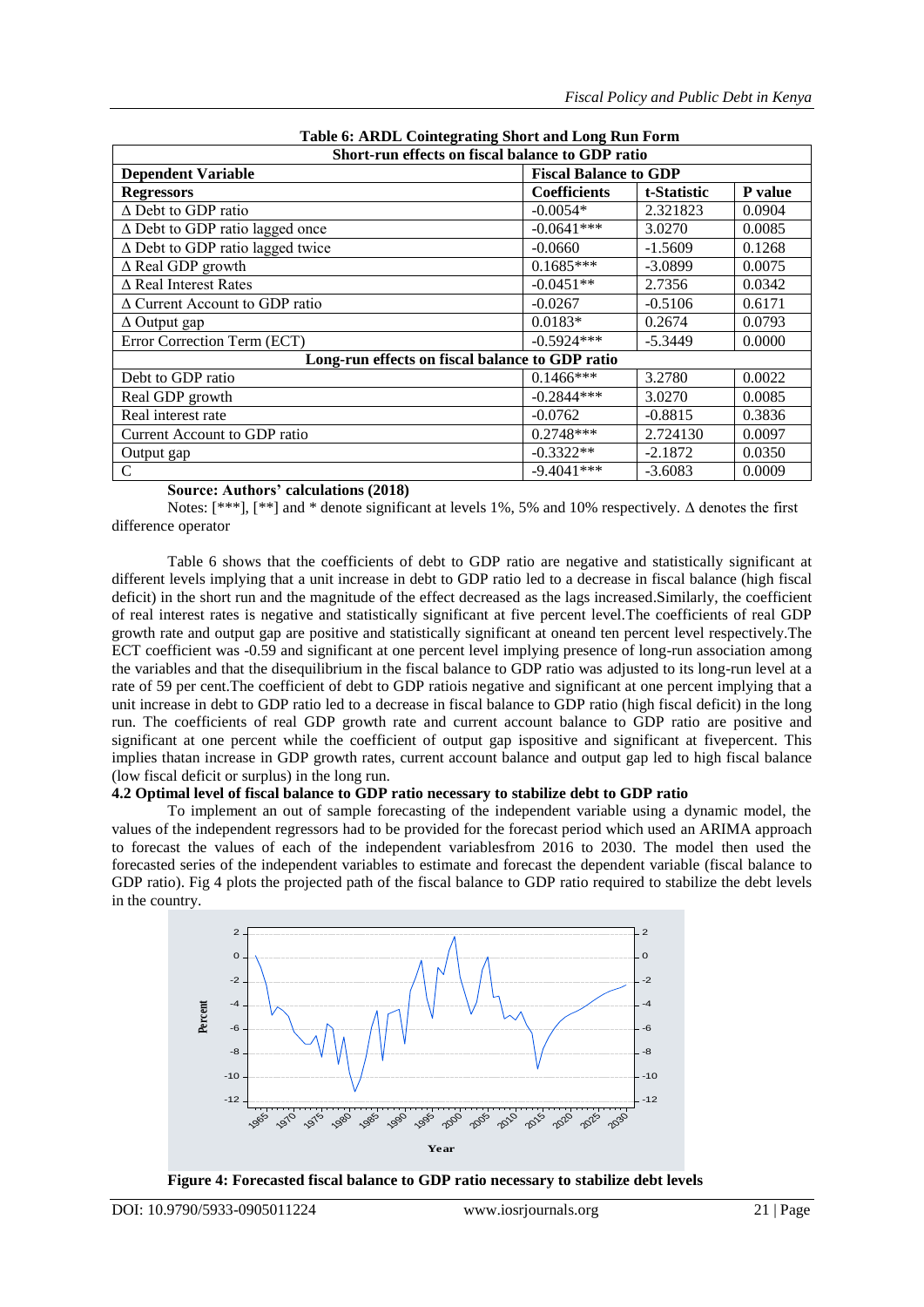**Table 6: ARDL Cointegrating Short and Long Run Form**

| Short-run effects on fiscal balance to GDP ratio | | | |
|---|---|---|---|
| **Dependent Variable** | **Fiscal Balance to GDP** | | |
| **Regressors** | **Coefficients** | **t-Statistic** | **P value** |
| Δ Debt to GDP ratio | -0.0054* | 2.321823 | 0.0904 |
| Δ Debt to GDP ratio lagged once | -0.0641*** | 3.0270 | 0.0085 |
| Δ Debt to GDP ratio lagged twice | -0.0660 | -1.5609 | 0.1268 |
| Δ Real GDP growth | 0.1685*** | -3.0899 | 0.0075 |
| Δ Real Interest Rates | -0.0451** | 2.7356 | 0.0342 |
| Δ Current Account to GDP ratio | -0.0267 | -0.5106 | 0.6171 |
| Δ Output gap | 0.0183* | 0.2674 | 0.0793 |
| Error Correction Term (ECT) | -0.5924*** | -5.3449 | 0.0000 |
| **Long-run effects on fiscal balance to GDP ratio** | | | |
| Debt to GDP ratio | 0.1466*** | 3.2780 | 0.0022 |
| Real GDP growth | -0.2844*** | 3.0270 | 0.0085 |
| Real interest rate | -0.0762 | -0.8815 | 0.3836 |
| Current Account to GDP ratio | 0.2748*** | 2.724130 | 0.0097 |
| Output gap | -0.3322** | -2.1872 | 0.0350 |
| C | -9.4041*** | -3.6083 | 0.0009 |

**Source: Authors' calculations (2018)**

Notes: [***], [**] and * denote significant at levels 1%, 5% and 10% respectively. Δ denotes the first difference operator

Table 6 shows that the coefficients of debt to GDP ratio are negative and statistically significant at different levels implying that a unit increase in debt to GDP ratio led to a decrease in fiscal balance (high fiscal deficit) in the short run and the magnitude of the effect decreased as the lags increased.Similarly, the coefficient of real interest rates is negative and statistically significant at five percent level.The coefficients of real GDP growth rate and output gap are positive and statistically significant at oneand ten percent level respectively.The ECT coefficient was -0.59 and significant at one percent level implying presence of long-run association among the variables and that the disequilibrium in the fiscal balance to GDP ratio was adjusted to its long-run level at a rate of 59 per cent.The coefficient of debt to GDP ratiois negative and significant at one percent implying that a unit increase in debt to GDP ratio led to a decrease in fiscal balance to GDP ratio (high fiscal deficit) in the long run. The coefficients of real GDP growth rate and current account balance to GDP ratio are positive and significant at one percent while the coefficient of output gap ispositive and significant at fivepercent. This implies thatan increase in GDP growth rates, current account balance and output gap led to high fiscal balance (low fiscal deficit or surplus) in the long run.

**4.2 Optimal level of fiscal balance to GDP ratio necessary to stabilize debt to GDP ratio**

To implement an out of sample forecasting of the independent variable using a dynamic model, the values of the independent regressors had to be provided for the forecast period which used an ARIMA approach to forecast the values of each of the independent variablesfrom 2016 to 2030. The model then used the forecasted series of the independent variables to estimate and forecast the dependent variable (fiscal balance to GDP ratio). Fig 4 plots the projected path of the fiscal balance to GDP ratio required to stabilize the debt levels in the country.

**Figure 4: Forecasted fiscal balance to GDP ratio necessary to stabilize debt levels**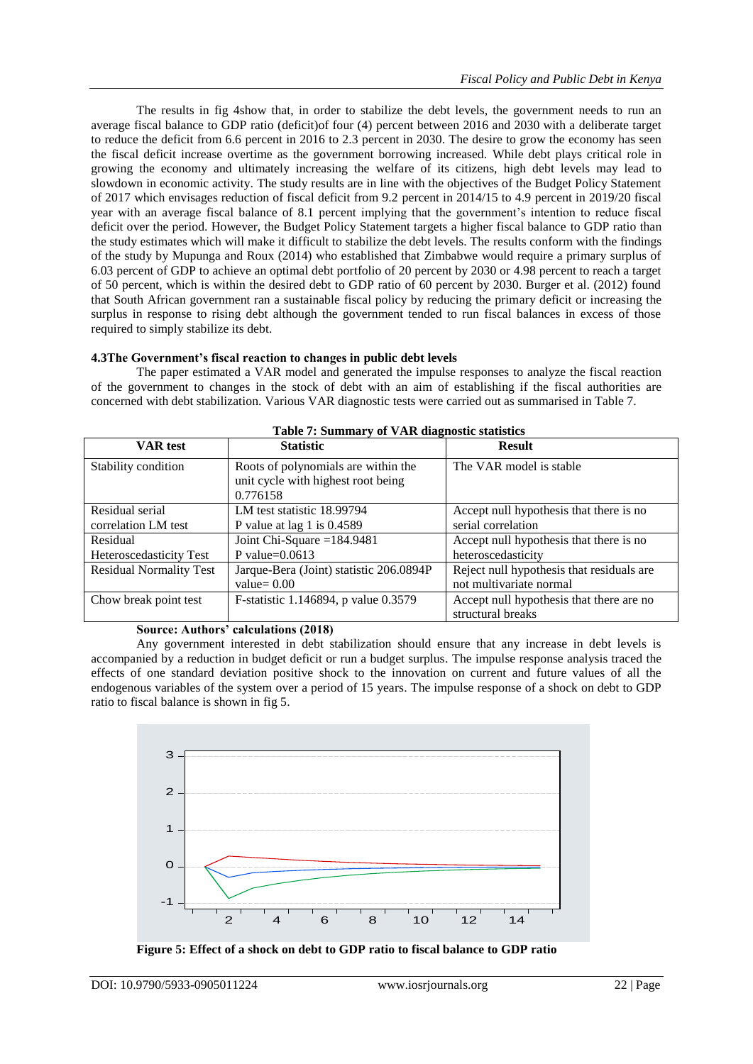The results in fig 4show that, in order to stabilize the debt levels, the government needs to run an average fiscal balance to GDP ratio (deficit)of four (4) percent between 2016 and 2030 with a deliberate target to reduce the deficit from 6.6 percent in 2016 to 2.3 percent in 2030. The desire to grow the economy has seen the fiscal deficit increase overtime as the government borrowing increased. While debt plays critical role in growing the economy and ultimately increasing the welfare of its citizens, high debt levels may lead to slowdown in economic activity. The study results are in line with the objectives of the Budget Policy Statement of 2017 which envisages reduction of fiscal deficit from 9.2 percent in 2014/15 to 4.9 percent in 2019/20 fiscal year with an average fiscal balance of 8.1 percent implying that the government's intention to reduce fiscal deficit over the period. However, the Budget Policy Statement targets a higher fiscal balance to GDP ratio than the study estimates which will make it difficult to stabilize the debt levels. The results conform with the findings of the study by Mupunga and Roux (2014) who established that Zimbabwe would require a primary surplus of 6.03 percent of GDP to achieve an optimal debt portfolio of 20 percent by 2030 or 4.98 percent to reach a target of 50 percent, which is within the desired debt to GDP ratio of 60 percent by 2030. Burger et al. (2012) found that South African government ran a sustainable fiscal policy by reducing the primary deficit or increasing the surplus in response to rising debt although the government tended to run fiscal balances in excess of those required to simply stabilize its debt.

### 4.3The Government's fiscal reaction to changes in public debt levels

The paper estimated a VAR model and generated the impulse responses to analyze the fiscal reaction of the government to changes in the stock of debt with an aim of establishing if the fiscal authorities are concerned with debt stabilization. Various VAR diagnostic tests were carried out as summarised in Table 7.

**Table 7: Summary of VAR diagnostic statistics**

| VAR test | Statistic | Result |
|---|---|---|
| Stability condition | Roots of polynomials are within the unit cycle with highest root being 0.776158 | The VAR model is stable |
| Residual serial correlation LM test | LM test statistic 18.99794 P value at lag 1 is 0.4589 | Accept null hypothesis that there is no serial correlation |
| Residual Heteroscedasticity Test | Joint Chi-Square =184.9481 P value=0.0613 | Accept null hypothesis that there is no heteroscedasticity |
| Residual Normality Test | Jarque-Bera (Joint) statistic 206.0894P value= 0.00 | Reject null hypothesis that residuals are not multivariate normal |
| Chow break point test | F-statistic 1.146894, p value 0.3579 | Accept null hypothesis that there are no structural breaks |

**Source: Authors' calculations (2018)**

Any government interested in debt stabilization should ensure that any increase in debt levels is accompanied by a reduction in budget deficit or run a budget surplus. The impulse response analysis traced the effects of one standard deviation positive shock to the innovation on current and future values of all the endogenous variables of the system over a period of 15 years. The impulse response of a shock on debt to GDP ratio to fiscal balance is shown in fig 5.

**Figure 5: Effect of a shock on debt to GDP ratio to fiscal balance to GDP ratio**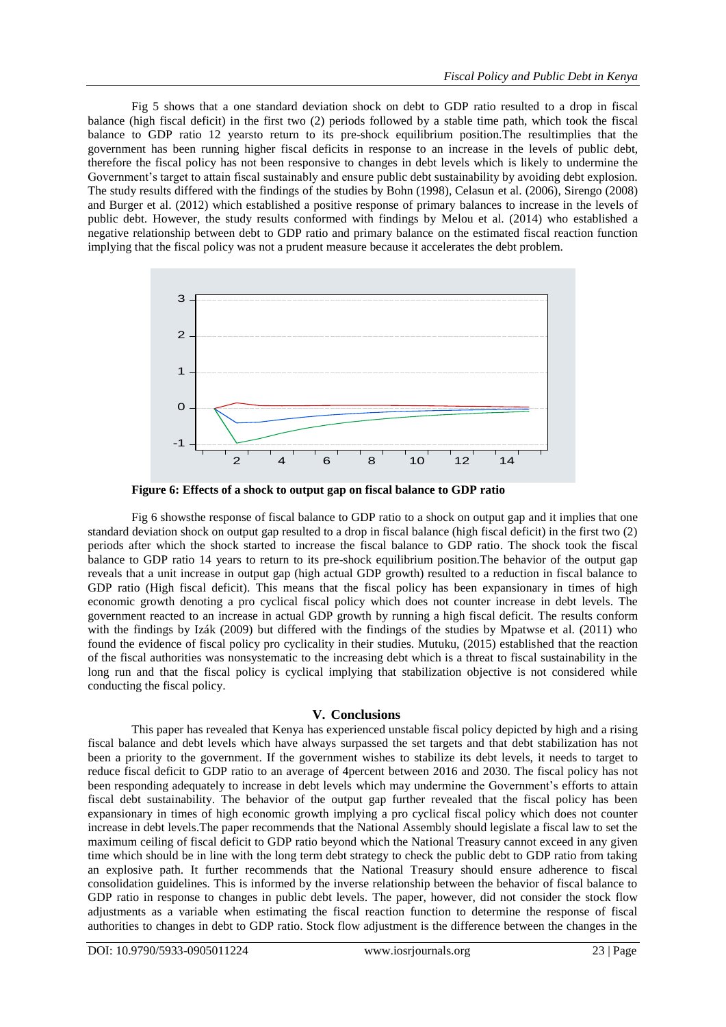Fig 5 shows that a one standard deviation shock on debt to GDP ratio resulted to a drop in fiscal balance (high fiscal deficit) in the first two (2) periods followed by a stable time path, which took the fiscal balance to GDP ratio 12 yearsto return to its pre-shock equilibrium position.The resultimplies that the government has been running higher fiscal deficits in response to an increase in the levels of public debt, therefore the fiscal policy has not been responsive to changes in debt levels which is likely to undermine the Government's target to attain fiscal sustainably and ensure public debt sustainability by avoiding debt explosion. The study results differed with the findings of the studies by Bohn (1998), Celasun et al. (2006), Sirengo (2008) and Burger et al. (2012) which established a positive response of primary balances to increase in the levels of public debt. However, the study results conformed with findings by Melou et al. (2014) who established a negative relationship between debt to GDP ratio and primary balance on the estimated fiscal reaction function implying that the fiscal policy was not a prudent measure because it accelerates the debt problem.

**Figure 6: Effects of a shock to output gap on fiscal balance to GDP ratio**

Fig 6 showsthe response of fiscal balance to GDP ratio to a shock on output gap and it implies that one standard deviation shock on output gap resulted to a drop in fiscal balance (high fiscal deficit) in the first two (2) periods after which the shock started to increase the fiscal balance to GDP ratio. The shock took the fiscal balance to GDP ratio 14 years to return to its pre-shock equilibrium position.The behavior of the output gap reveals that a unit increase in output gap (high actual GDP growth) resulted to a reduction in fiscal balance to GDP ratio (High fiscal deficit). This means that the fiscal policy has been expansionary in times of high economic growth denoting a pro cyclical fiscal policy which does not counter increase in debt levels. The government reacted to an increase in actual GDP growth by running a high fiscal deficit. The results conform with the findings by Izák (2009) but differed with the findings of the studies by Mpatwse et al. (2011) who found the evidence of fiscal policy pro cyclicality in their studies. Mutuku, (2015) established that the reaction of the fiscal authorities was nonsystematic to the increasing debt which is a threat to fiscal sustainability in the long run and that the fiscal policy is cyclical implying that stabilization objective is not considered while conducting the fiscal policy.

## V. Conclusions

This paper has revealed that Kenya has experienced unstable fiscal policy depicted by high and a rising fiscal balance and debt levels which have always surpassed the set targets and that debt stabilization has not been a priority to the government. If the government wishes to stabilize its debt levels, it needs to target to reduce fiscal deficit to GDP ratio to an average of 4percent between 2016 and 2030. The fiscal policy has not been responding adequately to increase in debt levels which may undermine the Government's efforts to attain fiscal debt sustainability. The behavior of the output gap further revealed that the fiscal policy has been expansionary in times of high economic growth implying a pro cyclical fiscal policy which does not counter increase in debt levels.The paper recommends that the National Assembly should legislate a fiscal law to set the maximum ceiling of fiscal deficit to GDP ratio beyond which the National Treasury cannot exceed in any given time which should be in line with the long term debt strategy to check the public debt to GDP ratio from taking an explosive path. It further recommends that the National Treasury should ensure adherence to fiscal consolidation guidelines. This is informed by the inverse relationship between the behavior of fiscal balance to GDP ratio in response to changes in public debt levels. The paper, however, did not consider the stock flow adjustments as a variable when estimating the fiscal reaction function to determine the response of fiscal authorities to changes in debt to GDP ratio. Stock flow adjustment is the difference between the changes in the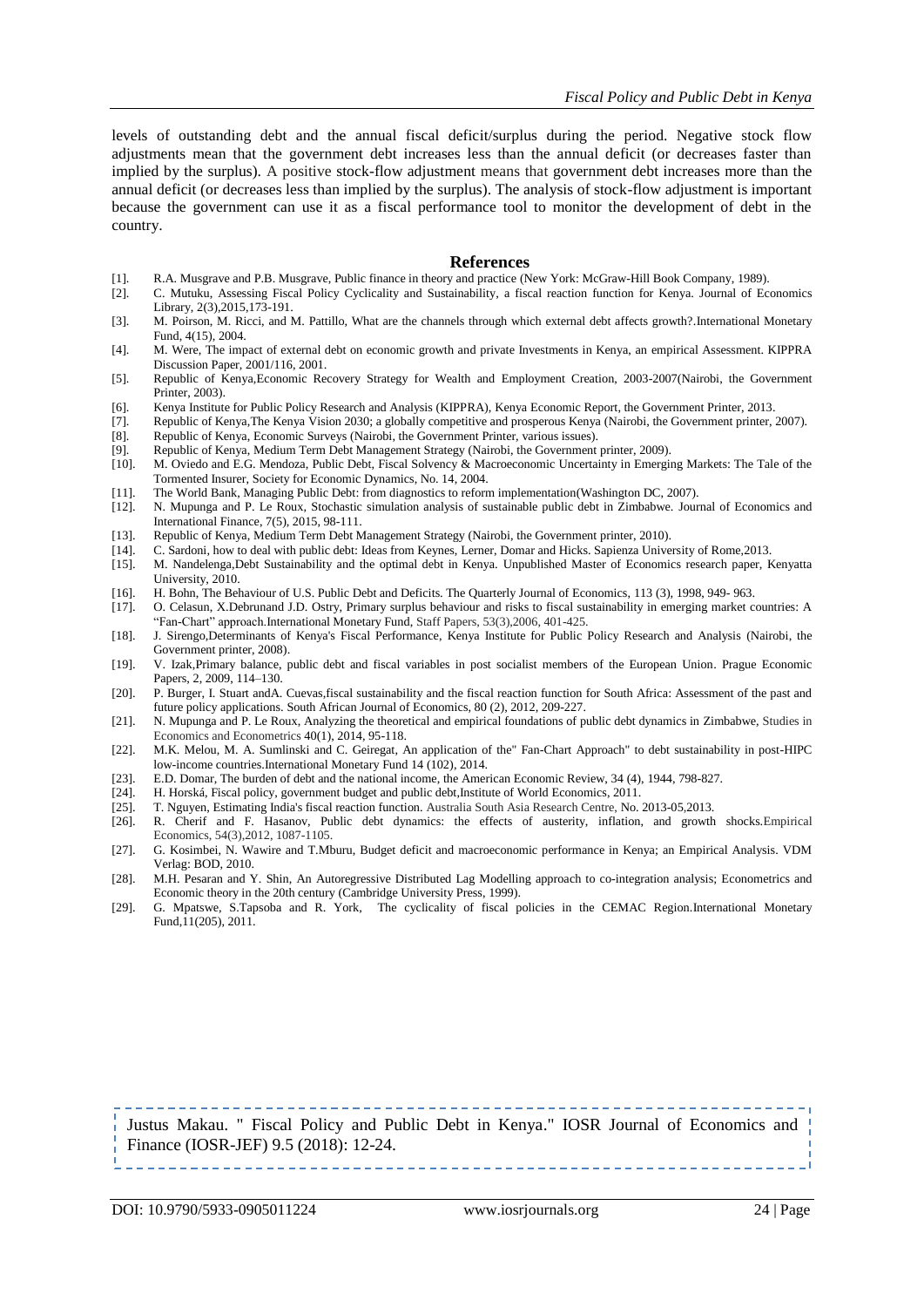levels of outstanding debt and the annual fiscal deficit/surplus during the period. Negative stock flow adjustments mean that the government debt increases less than the annual deficit (or decreases faster than implied by the surplus). A positive stock-flow adjustment means that government debt increases more than the annual deficit (or decreases less than implied by the surplus). The analysis of stock-flow adjustment is important because the government can use it as a fiscal performance tool to monitor the development of debt in the country.

## References

[1]. R.A. Musgrave and P.B. Musgrave, Public finance in theory and practice (New York: McGraw-Hill Book Company, 1989).
[2]. C. Mutuku, Assessing Fiscal Policy Cyclicality and Sustainability, a fiscal reaction function for Kenya. Journal of Economics Library, 2(3),2015,173-191.
[3]. M. Poirson, M. Ricci, and M. Pattillo, What are the channels through which external debt affects growth?.International Monetary Fund, 4(15), 2004.
[4]. M. Were, The impact of external debt on economic growth and private Investments in Kenya, an empirical Assessment. KIPPRA Discussion Paper, 2001/116, 2001.
[5]. Republic of Kenya,Economic Recovery Strategy for Wealth and Employment Creation, 2003-2007(Nairobi, the Government Printer, 2003).
[6]. Kenya Institute for Public Policy Research and Analysis (KIPPRA), Kenya Economic Report, the Government Printer, 2013.
[7]. Republic of Kenya,The Kenya Vision 2030; a globally competitive and prosperous Kenya (Nairobi, the Government printer, 2007).
[8]. Republic of Kenya, Economic Surveys (Nairobi, the Government Printer, various issues).
[9]. Republic of Kenya, Medium Term Debt Management Strategy (Nairobi, the Government printer, 2009).
[10]. M. Oviedo and E.G. Mendoza, Public Debt, Fiscal Solvency & Macroeconomic Uncertainty in Emerging Markets: The Tale of the Tormented Insurer, Society for Economic Dynamics, No. 14, 2004.
[11]. The World Bank, Managing Public Debt: from diagnostics to reform implementation(Washington DC, 2007).
[12]. N. Mupunga and P. Le Roux, Stochastic simulation analysis of sustainable public debt in Zimbabwe. Journal of Economics and International Finance, 7(5), 2015, 98-111.
[13]. Republic of Kenya, Medium Term Debt Management Strategy (Nairobi, the Government printer, 2010).
[14]. C. Sardoni, how to deal with public debt: Ideas from Keynes, Lerner, Domar and Hicks. Sapienza University of Rome,2013.
[15]. M. Nandelenga,Debt Sustainability and the optimal debt in Kenya. Unpublished Master of Economics research paper, Kenyatta University, 2010.
[16]. H. Bohn, The Behaviour of U.S. Public Debt and Deficits. The Quarterly Journal of Economics, 113 (3), 1998, 949- 963.
[17]. O. Celasun, X.Debrunand J.D. Ostry, Primary surplus behaviour and risks to fiscal sustainability in emerging market countries: A "Fan-Chart" approach.International Monetary Fund, Staff Papers, 53(3),2006, 401-425.
[18]. J. Sirengo,Determinants of Kenya's Fiscal Performance, Kenya Institute for Public Policy Research and Analysis (Nairobi, the Government printer, 2008).
[19]. V. Izak,Primary balance, public debt and fiscal variables in post socialist members of the European Union. Prague Economic Papers, 2, 2009, 114–130.
[20]. P. Burger, I. Stuart andA. Cuevas,fiscal sustainability and the fiscal reaction function for South Africa: Assessment of the past and future policy applications. South African Journal of Economics, 80 (2), 2012, 209-227.
[21]. N. Mupunga and P. Le Roux, Analyzing the theoretical and empirical foundations of public debt dynamics in Zimbabwe, Studies in Economics and Econometrics 40(1), 2014, 95-118.
[22]. M.K. Melou, M. A. Sumlinski and C. Geiregat, An application of the" Fan-Chart Approach" to debt sustainability in post-HIPC low-income countries.International Monetary Fund 14 (102), 2014.
[23]. E.D. Domar, The burden of debt and the national income, the American Economic Review, 34 (4), 1944, 798-827.
[24]. H. Horská, Fiscal policy, government budget and public debt,Institute of World Economics, 2011.
[25]. T. Nguyen, Estimating India's fiscal reaction function. Australia South Asia Research Centre, No. 2013-05,2013.
[26]. R. Cherif and F. Hasanov, Public debt dynamics: the effects of austerity, inflation, and growth shocks.Empirical Economics, 54(3),2012, 1087-1105.
[27]. G. Kosimbei, N. Wawire and T.Mburu, Budget deficit and macroeconomic performance in Kenya; an Empirical Analysis. VDM Verlag: BOD, 2010.
[28]. M.H. Pesaran and Y. Shin, An Autoregressive Distributed Lag Modelling approach to co-integration analysis; Econometrics and Economic theory in the 20th century (Cambridge University Press, 1999).
[29]. G. Mpatswe, S.Tapsoba and R. York, The cyclicality of fiscal policies in the CEMAC Region.International Monetary Fund,11(205), 2011.

Justus Makau. " Fiscal Policy and Public Debt in Kenya." IOSR Journal of Economics and Finance (IOSR-JEF) 9.5 (2018): 12-24.